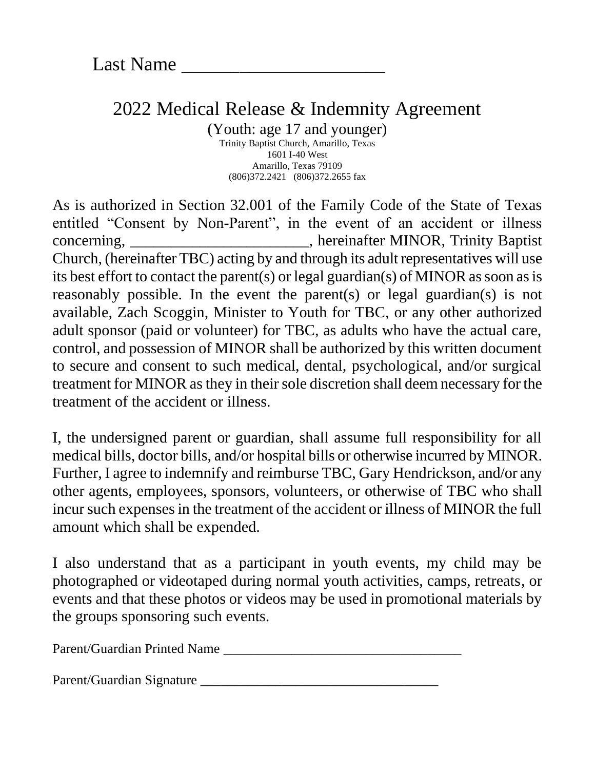Last Name ______________________

# 2022 Medical Release & Indemnity Agreement

(Youth: age 17 and younger)

Trinity Baptist Church, Amarillo, Texas
1601 I-40 West
Amarillo, Texas 79109
(806)372.2421 (806)372.2655 fax

As is authorized in Section 32.001 of the Family Code of the State of Texas entitled "Consent by Non-Parent", in the event of an accident or illness concerning, ________________________, hereinafter MINOR, Trinity Baptist Church, (hereinafter TBC) acting by and through its adult representatives will use its best effort to contact the parent(s) or legal guardian(s) of MINOR as soon as is reasonably possible. In the event the parent(s) or legal guardian(s) is not available, Zach Scoggin, Minister to Youth for TBC, or any other authorized adult sponsor (paid or volunteer) for TBC, as adults who have the actual care, control, and possession of MINOR shall be authorized by this written document to secure and consent to such medical, dental, psychological, and/or surgical treatment for MINOR as they in their sole discretion shall deem necessary for the treatment of the accident or illness.

I, the undersigned parent or guardian, shall assume full responsibility for all medical bills, doctor bills, and/or hospital bills or otherwise incurred by MINOR. Further, I agree to indemnify and reimburse TBC, Gary Hendrickson, and/or any other agents, employees, sponsors, volunteers, or otherwise of TBC who shall incur such expenses in the treatment of the accident or illness of MINOR the full amount which shall be expended.

I also understand that as a participant in youth events, my child may be photographed or videotaped during normal youth activities, camps, retreats, or events and that these photos or videos may be used in promotional materials by the groups sponsoring such events.

Parent/Guardian Printed Name ___________________________________

Parent/Guardian Signature ___________________________________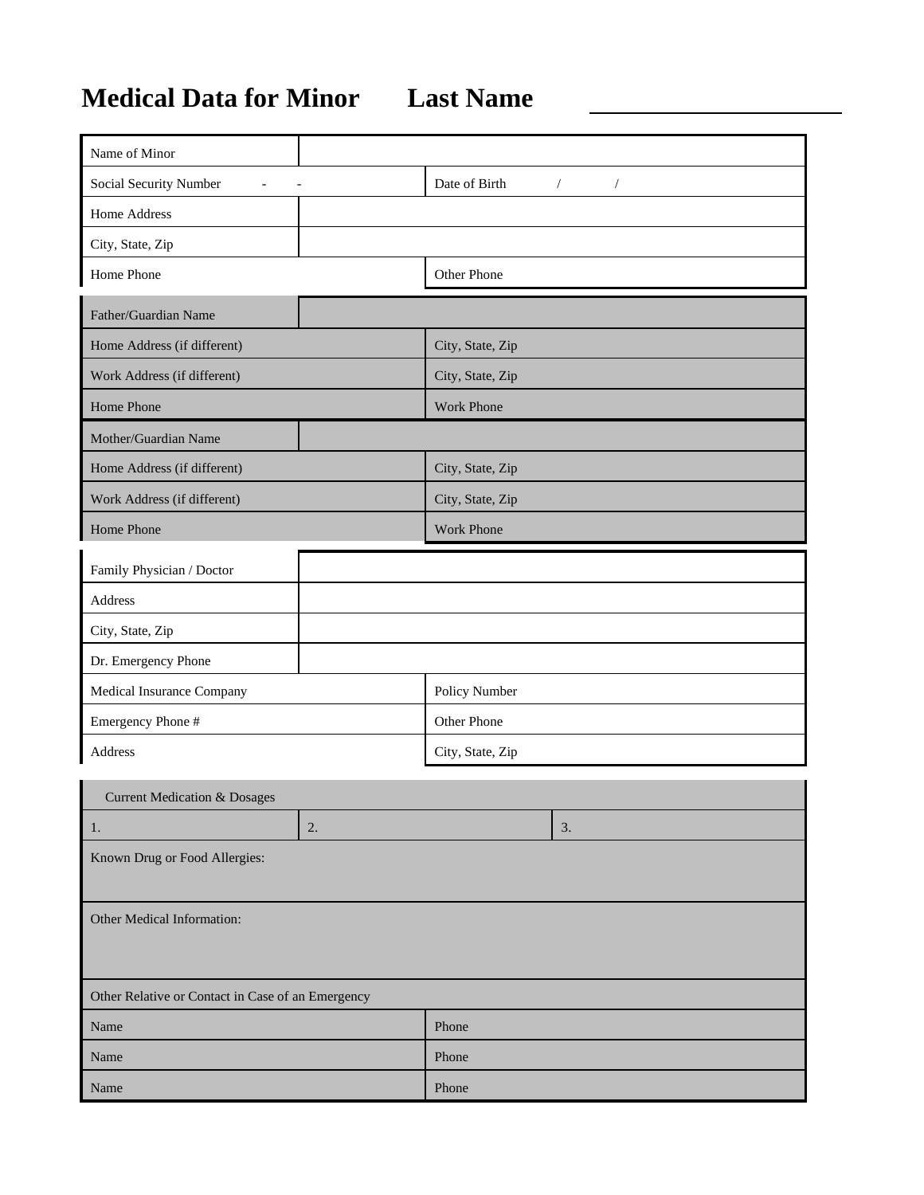# Medical Data for Minor    Last Name ____________________

| | |
|---|---|
| Name of Minor | |
| Social Security Number - - | Date of Birth / / |
| Home Address | |
| City, State, Zip | |
| Home Phone | Other Phone |

| | |
|---|---|
| Father/Guardian Name | |
| Home Address (if different) | City, State, Zip |
| Work Address (if different) | City, State, Zip |
| Home Phone | Work Phone |
| Mother/Guardian Name | |
| Home Address (if different) | City, State, Zip |
| Work Address (if different) | City, State, Zip |
| Home Phone | Work Phone |

| | |
|---|---|
| Family Physician / Doctor | |
| Address | |
| City, State, Zip | |
| Dr. Emergency Phone | |
| Medical Insurance Company | Policy Number |
| Emergency Phone # | Other Phone |
| Address | City, State, Zip |

| | | |
|---|---|---|
| Current Medication & Dosages | | |
| 1. | 2. | 3. |
| Known Drug or Food Allergies: | | |
| Other Medical Information: | | |

| | |
|---|---|
| Other Relative or Contact in Case of an Emergency | |
| Name | Phone |
| Name | Phone |
| Name | Phone |